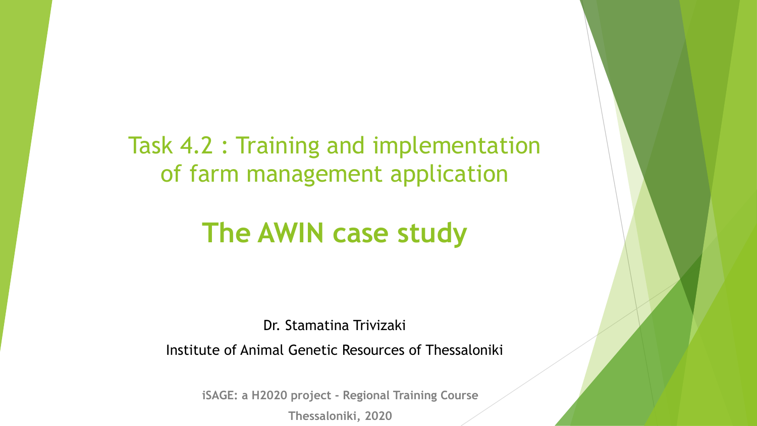# Task 4.2 : Training and implementation of farm management application

# The AWIN case study

Dr. Stamatina Trivizaki

Institute of Animal Genetic Resources of Thessaloniki

**iSAGE: a H2020 project - Regional Training Course**

**Thessaloniki, 2020**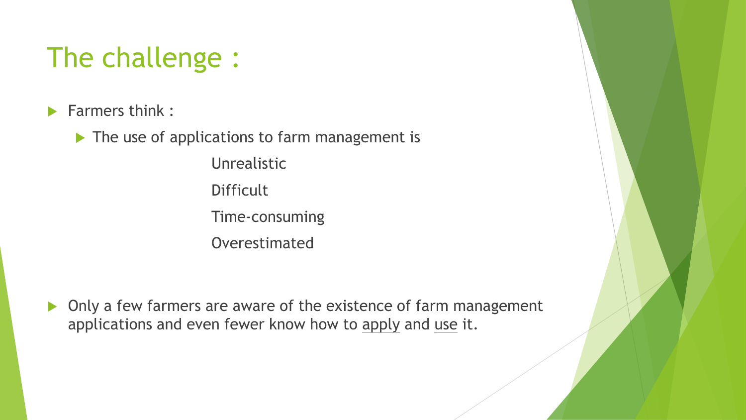# The challenge :

- Farmers think :
  - The use of applications to farm management is
    - Unrealistic
    - Difficult
    - Time-consuming
    - Overestimated

- Only a few farmers are aware of the existence of farm management applications and even fewer know how to apply and use it.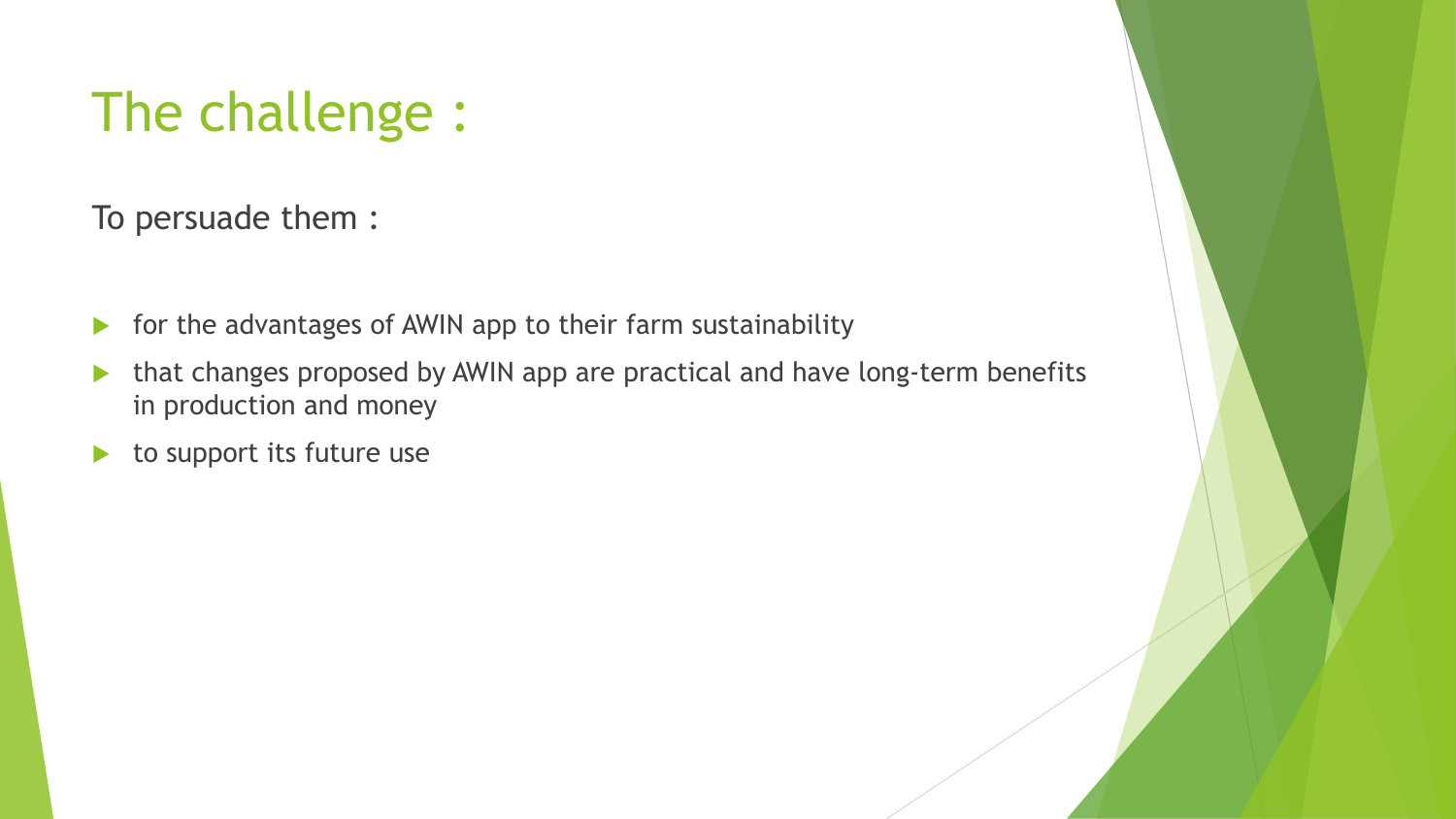# The challenge :

To persuade them :

- for the advantages of AWIN app to their farm sustainability
- that changes proposed by AWIN app are practical and have long-term benefits in production and money
- to support its future use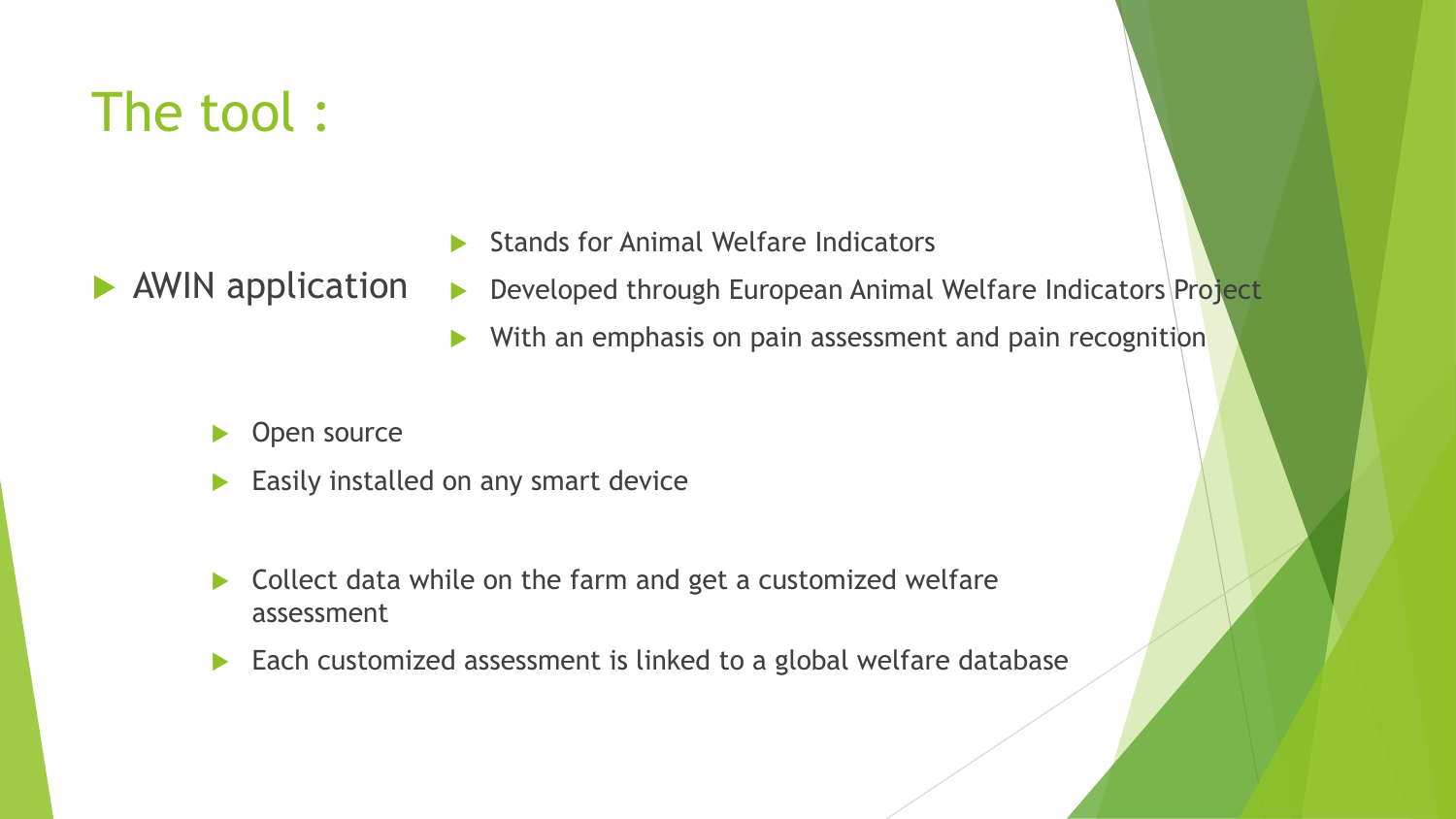# The tool :

- AWIN application
  - Stands for Animal Welfare Indicators
  - Developed through European Animal Welfare Indicators Project
  - With an emphasis on pain assessment and pain recognition

- Open source
- Easily installed on any smart device

- Collect data while on the farm and get a customized welfare assessment
- Each customized assessment is linked to a global welfare database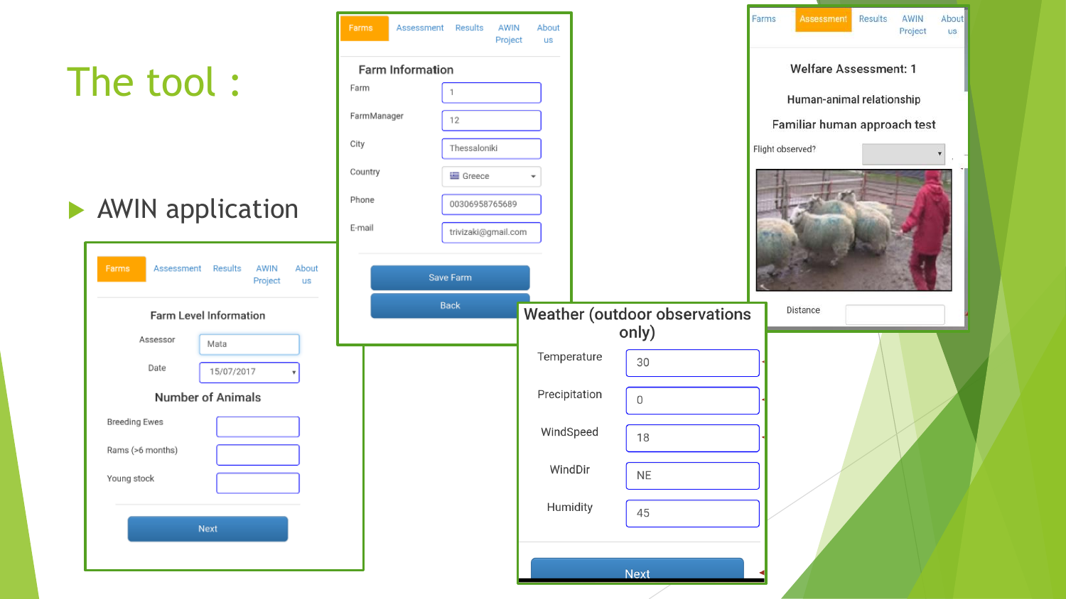# The tool :

- AWIN application

Farms | Assessment | Results | AWIN Project | About us

Farm Level Information

Assessor: Mata

Date: 15/07/2017

Number of Animals

Breeding Ewes

Rams (>6 months)

Young stock

Next

Farms | Assessment | Results | AWIN Project | About us

Farm Information

Farm: 1

FarmManager: 12

City: Thessaloniki

Country: Greece

Phone: 00306958765689

E-mail: trivizaki@gmail.com

Save Farm

Back

Farms | Assessment | Results | AWIN Project | About us

Welfare Assessment: 1

Human-animal relationship

Familiar human approach test

Flight observed?

Distance

Weather (outdoor observations only)

Temperature: 30

Precipitation: 0

WindSpeed: 18

WindDir: NE

Humidity: 45

Next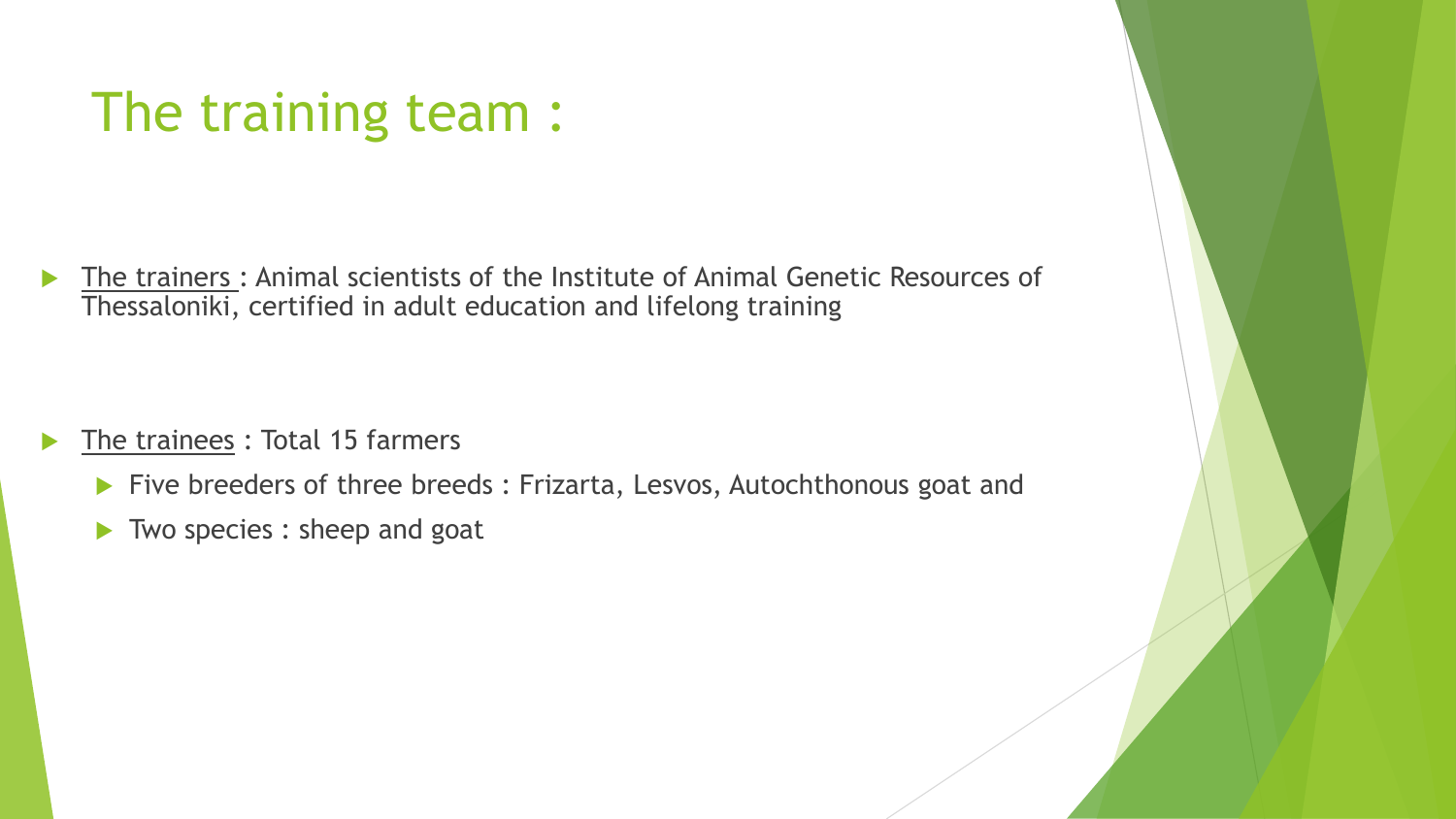# The training team :

- The trainers : Animal scientists of the Institute of Animal Genetic Resources of Thessaloniki, certified in adult education and lifelong training

- The trainees : Total 15 farmers
  - Five breeders of three breeds : Frizarta, Lesvos, Autochthonous goat and
  - Two species : sheep and goat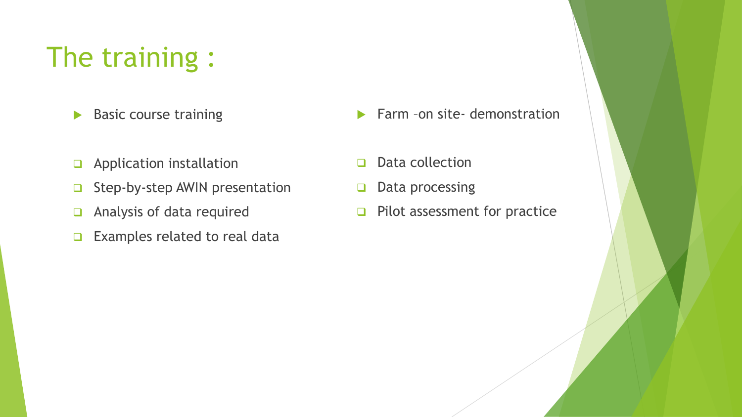# The training :

- Basic course training
  - Application installation
  - Step-by-step AWIN presentation
  - Analysis of data required
  - Examples related to real data

- Farm –on site- demonstration
  - Data collection
  - Data processing
  - Pilot assessment for practice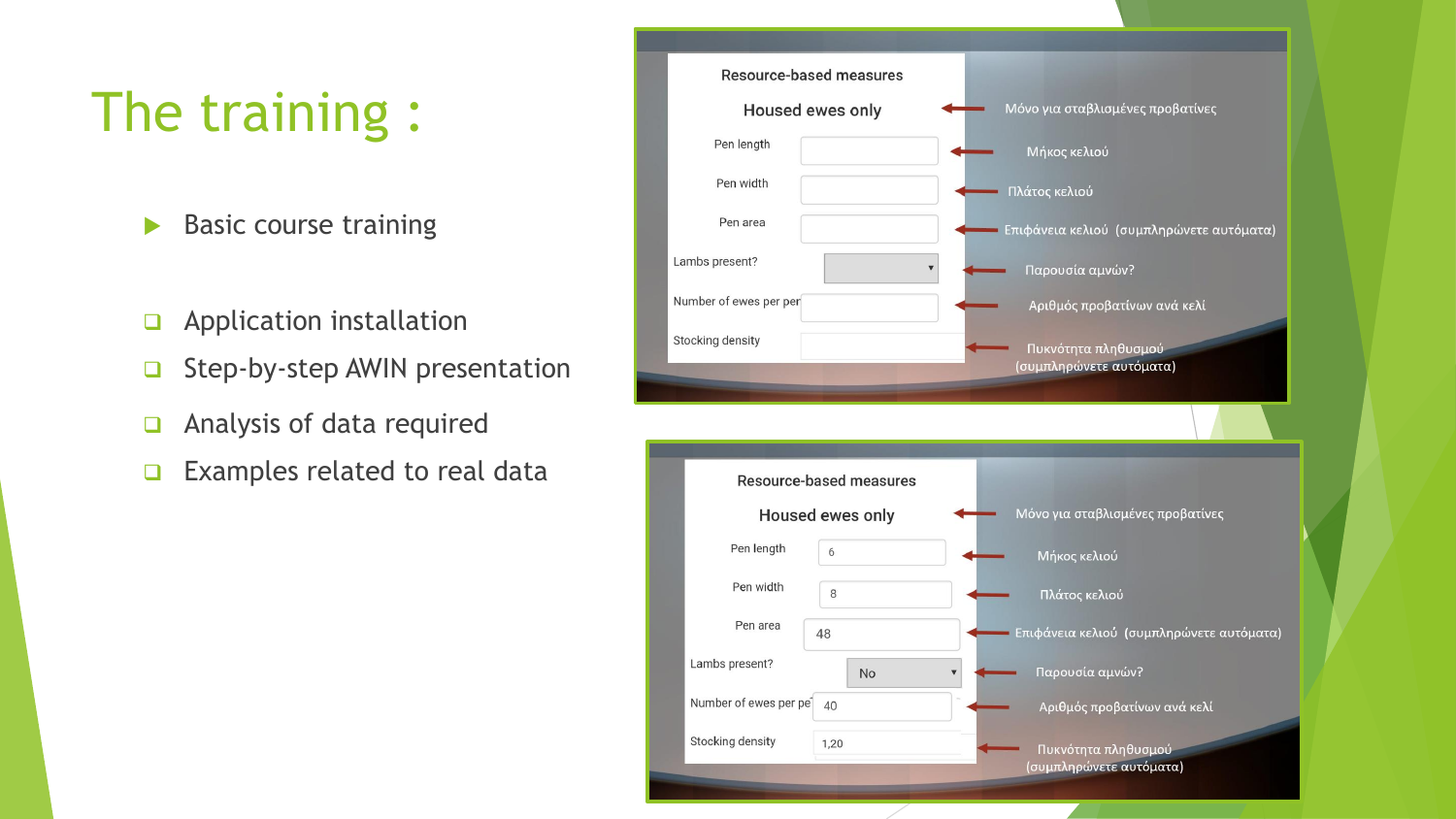# The training :

- Basic course training

- Application installation
- Step-by-step AWIN presentation
- Analysis of data required
- Examples related to real data

Resource-based measures

Housed ewes only → Μόνο για σταβλισμένες προβατίνες

Pen length → Μήκος κελιού

Pen width → Πλάτος κελιού

Pen area → Επιφάνεια κελιού (συμπληρώνετε αυτόματα)

Lambs present? → Παρουσία αμνών?

Number of ewes per pen → Αριθμός προβατίνων ανά κελί

Stocking density → Πυκνότητα πληθυσμού (συμπληρώνετε αυτόματα)

Resource-based measures

Housed ewes only → Μόνο για σταβλισμένες προβατίνες

Pen length: 6 → Μήκος κελιού

Pen width: 8 → Πλάτος κελιού

Pen area: 48 → Επιφάνεια κελιού (συμπληρώνετε αυτόματα)

Lambs present?: No → Παρουσία αμνών?

Number of ewes per pen: 40 → Αριθμός προβατίνων ανά κελί

Stocking density: 1,20 → Πυκνότητα πληθυσμού (συμπληρώνετε αυτόματα)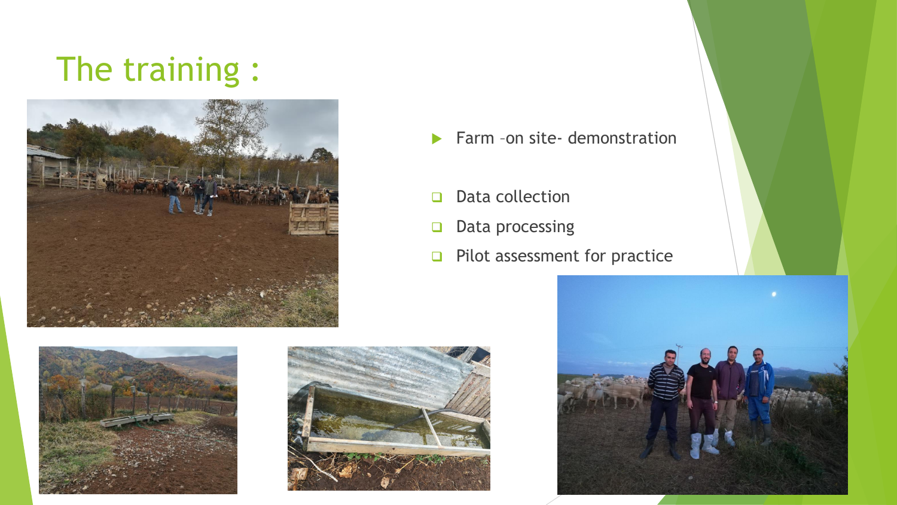# The training :

- Farm –on site- demonstration

- Data collection
- Data processing
- Pilot assessment for practice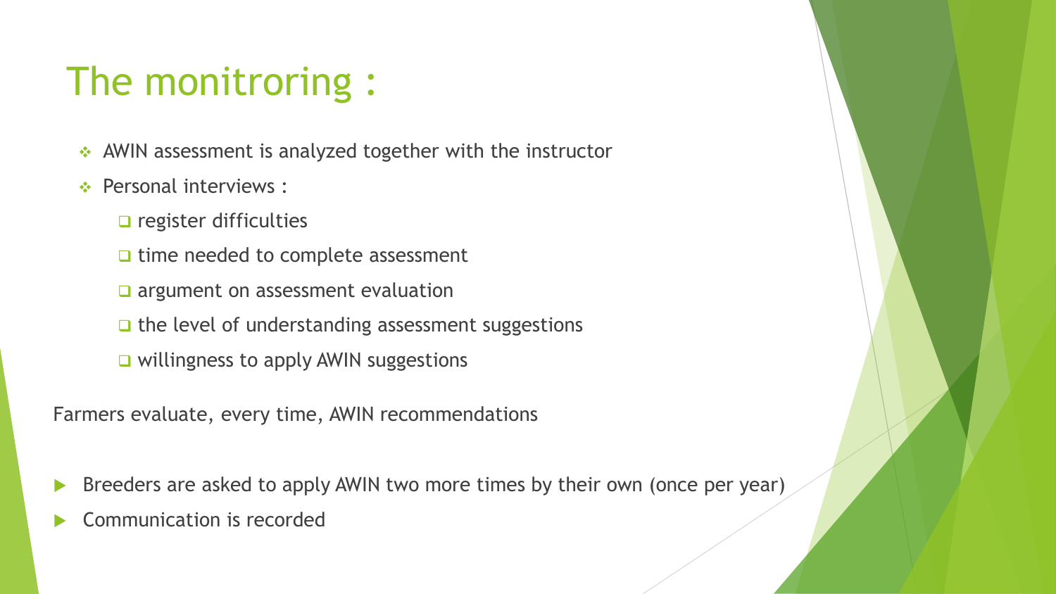# The monitroring :

- AWIN assessment is analyzed together with the instructor
- Personal interviews :
  - register difficulties
  - time needed to complete assessment
  - argument on assessment evaluation
  - the level of understanding assessment suggestions
  - willingness to apply AWIN suggestions

Farmers evaluate, every time, AWIN recommendations

- Breeders are asked to apply AWIN two more times by their own (once per year)
- Communication is recorded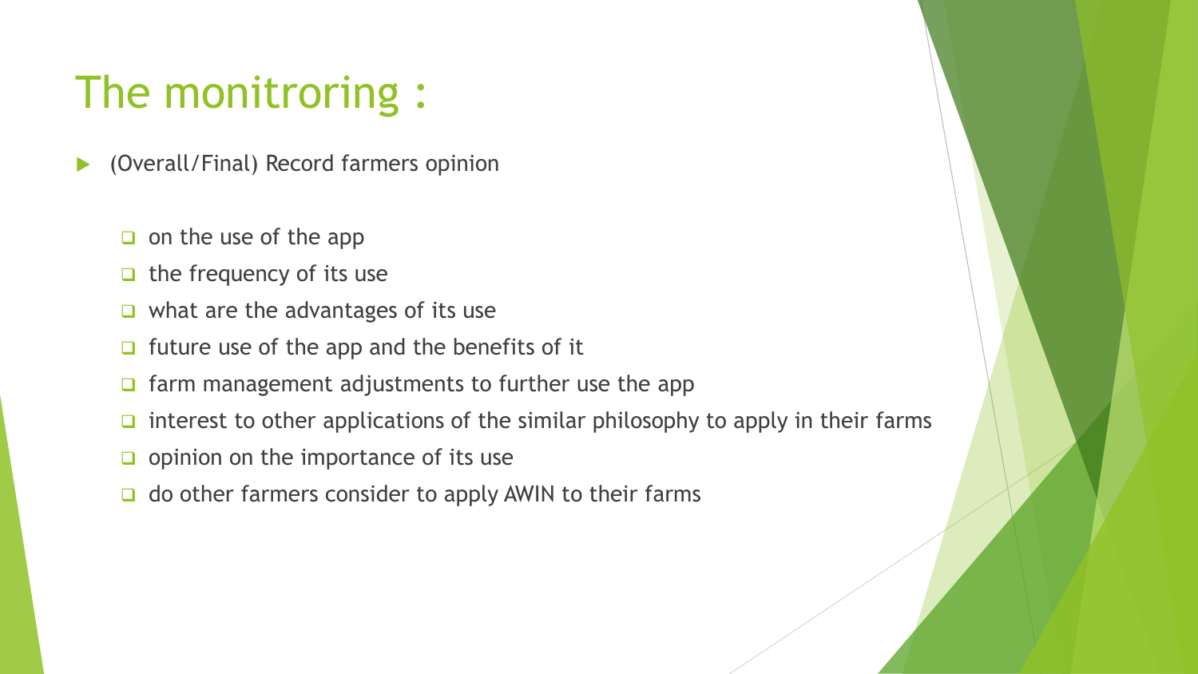# The monitroring :

- (Overall/Final) Record farmers opinion

  - on the use of the app
  - the frequency of its use
  - what are the advantages of its use
  - future use of the app and the benefits of it
  - farm management adjustments to further use the app
  - interest to other applications of the similar philosophy to apply in their farms
  - opinion on the importance of its use
  - do other farmers consider to apply AWIN to their farms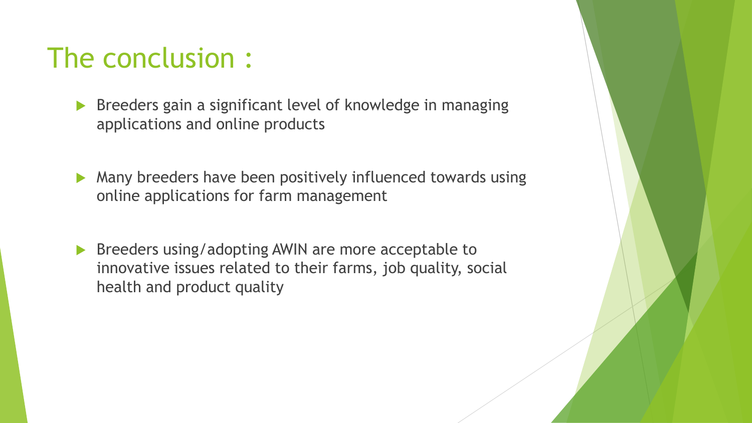# The conclusion :

- Breeders gain a significant level of knowledge in managing applications and online products
- Many breeders have been positively influenced towards using online applications for farm management
- Breeders using/adopting AWIN are more acceptable to innovative issues related to their farms, job quality, social health and product quality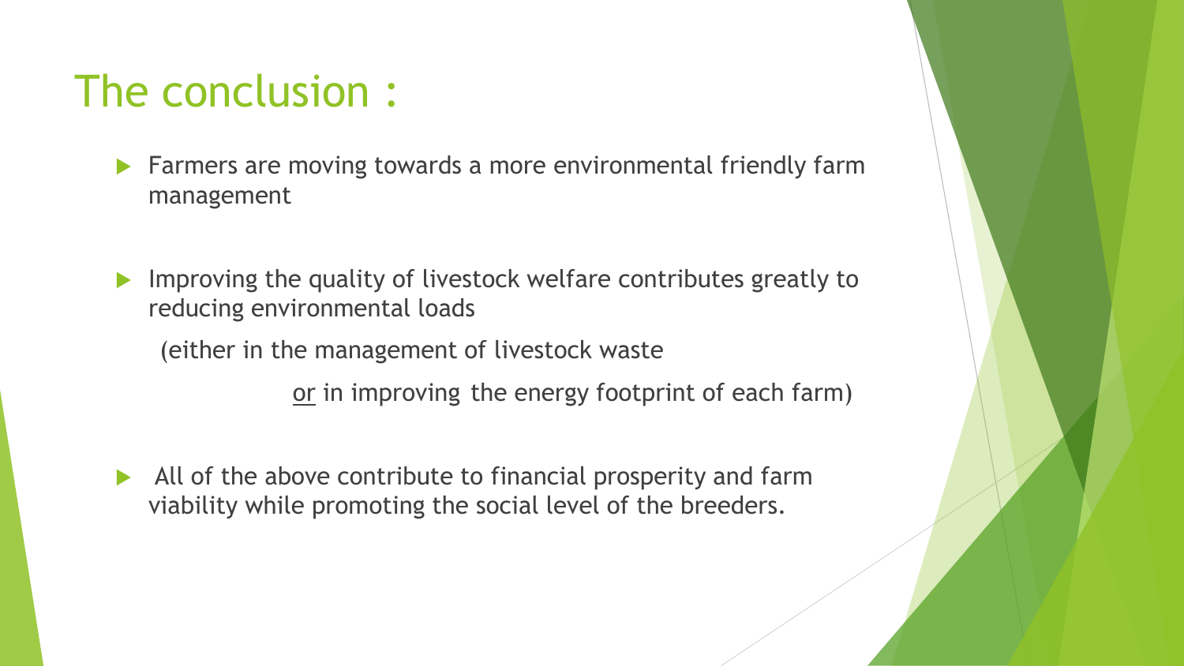# The conclusion :

- Farmers are moving towards a more environmental friendly farm management

- Improving the quality of livestock welfare contributes greatly to reducing environmental loads

  (either in the management of livestock waste

  or in improving the energy footprint of each farm)

- All of the above contribute to financial prosperity and farm viability while promoting the social level of the breeders.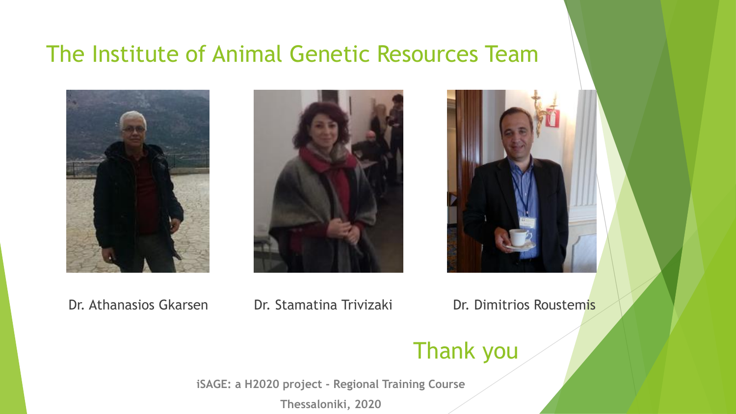# The Institute of Animal Genetic Resources Team

Dr. Athanasios Gkarsen

Dr. Stamatina Trivizaki

Dr. Dimitrios Roustemis

## Thank you

**iSAGE: a H2020 project - Regional Training Course**

**Thessaloniki, 2020**